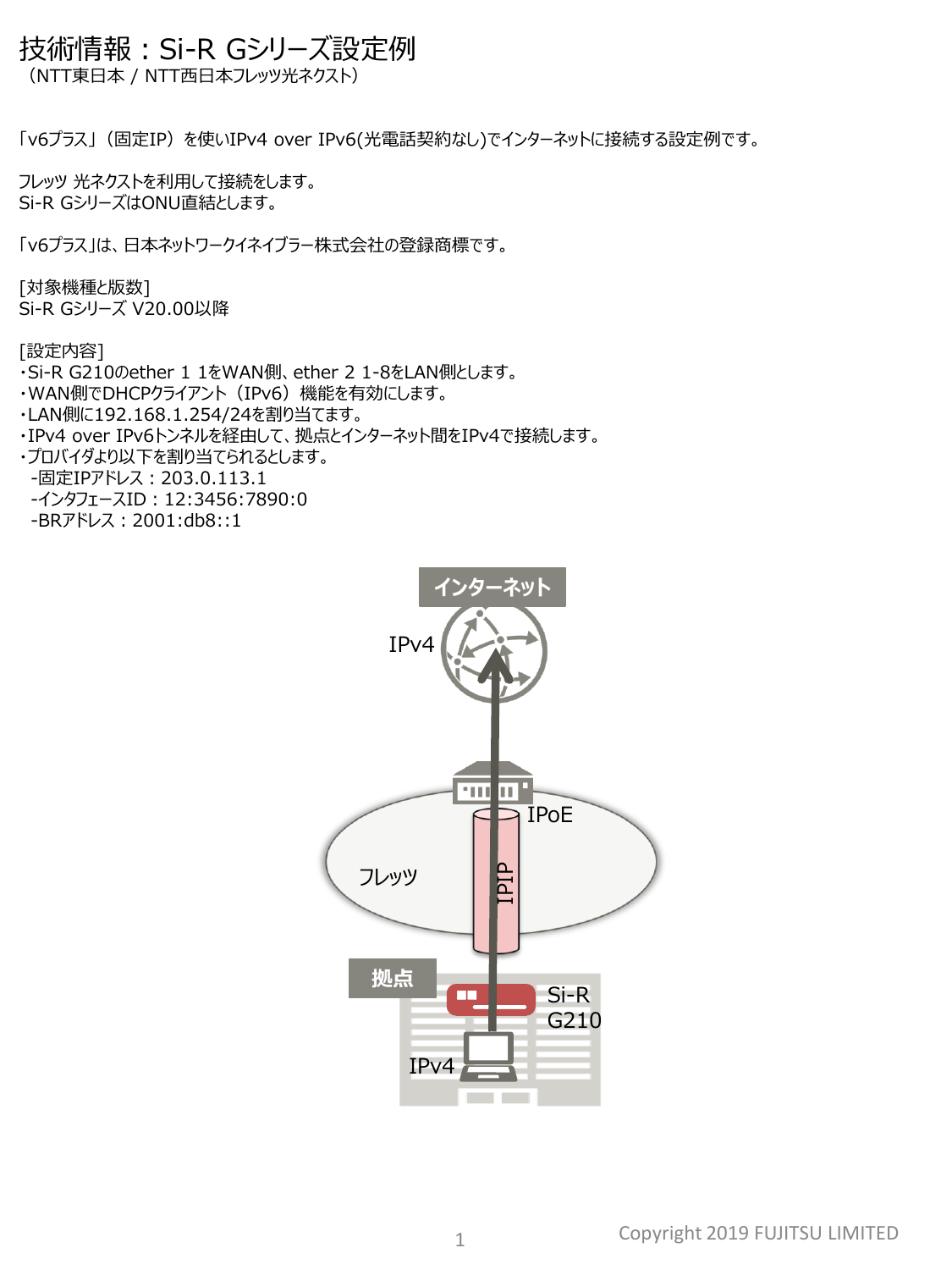# 技術情報：Si-R Gシリーズ設定例

（NTT東日本 / NTT西日本フレッツ光ネクスト）

「v6プラス」（固定IP）を使いIPv4 over IPv6(光電話契約なし)でインターネットに接続する設定例です。

フレッツ 光ネクストを利用して接続をします。
Si-R GシリーズはONU直結とします。

「v6プラス」は、日本ネットワークイネイブラー株式会社の登録商標です。

[対象機種と版数]
Si-R Gシリーズ V20.00以降

[設定内容]
・Si-R G210のether 1 1をWAN側、ether 2 1-8をLAN側とします。
・WAN側でDHCPクライアント（IPv6）機能を有効にします。
・LAN側に192.168.1.254/24を割り当てます。
・IPv4 over IPv6トンネルを経由して、拠点とインターネット間をIPv4で接続します。
・プロバイダより以下を割り当てられるとします。
  -固定IPアドレス：203.0.113.1
  -インタフェースID：12:3456:7890:0
  -BRアドレス：2001:db8::1

インターネット
IPv4
IPoE
フレッツ
IPIP
拠点
Si-R G210
IPv4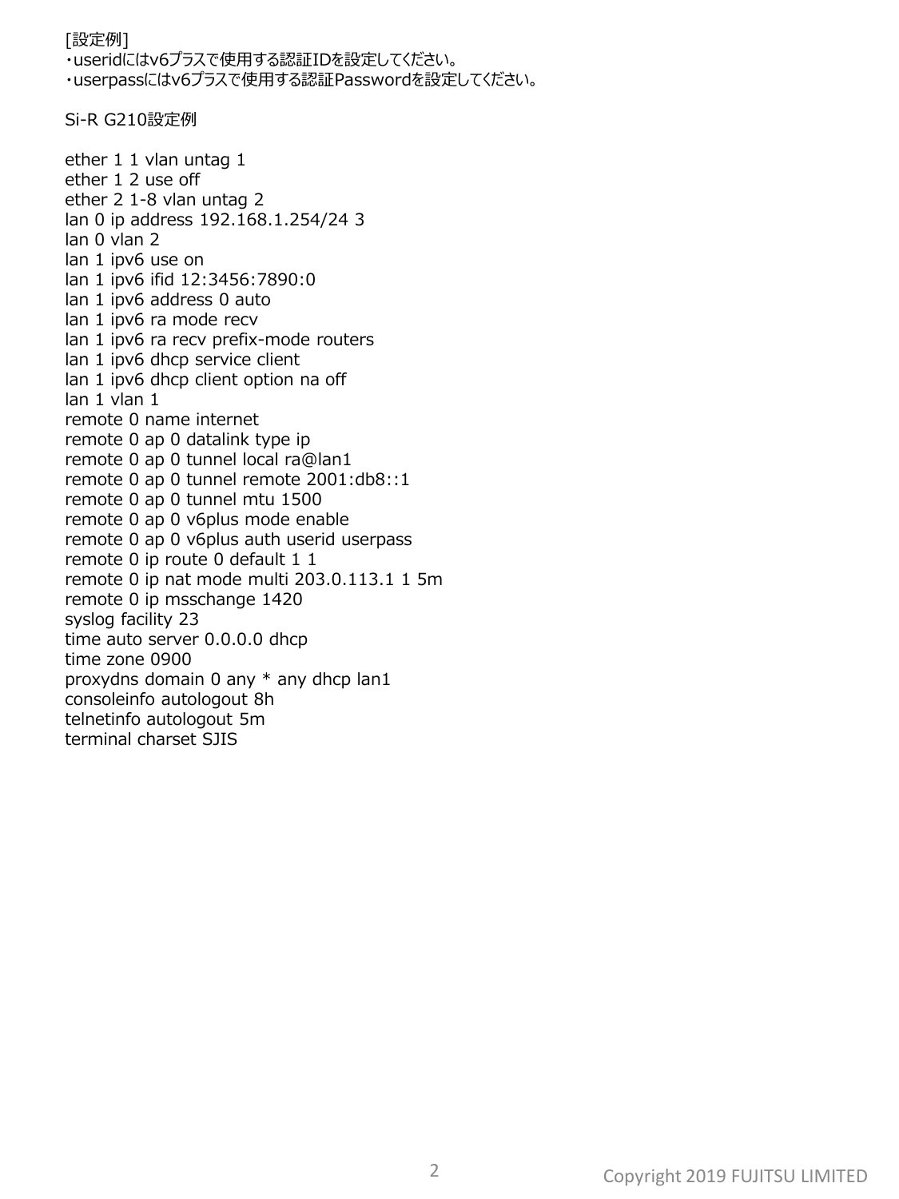[設定例]
・useridにはv6プラスで使用する認証IDを設定してください。
・userpassにはv6プラスで使用する認証Passwordを設定してください。

Si-R G210設定例

```
ether 1 1 vlan untag 1
ether 1 2 use off
ether 2 1-8 vlan untag 2
lan 0 ip address 192.168.1.254/24 3
lan 0 vlan 2
lan 1 ipv6 use on
lan 1 ipv6 ifid 12:3456:7890:0
lan 1 ipv6 address 0 auto
lan 1 ipv6 ra mode recv
lan 1 ipv6 ra recv prefix-mode routers
lan 1 ipv6 dhcp service client
lan 1 ipv6 dhcp client option na off
lan 1 vlan 1
remote 0 name internet
remote 0 ap 0 datalink type ip
remote 0 ap 0 tunnel local ra@lan1
remote 0 ap 0 tunnel remote 2001:db8::1
remote 0 ap 0 tunnel mtu 1500
remote 0 ap 0 v6plus mode enable
remote 0 ap 0 v6plus auth userid userpass
remote 0 ip route 0 default 1 1
remote 0 ip nat mode multi 203.0.113.1 1 5m
remote 0 ip msschange 1420
syslog facility 23
time auto server 0.0.0.0 dhcp
time zone 0900
proxydns domain 0 any * any dhcp lan1
consoleinfo autologout 8h
telnetinfo autologout 5m
terminal charset SJIS
```

Copyright 2019 FUJITSU LIMITED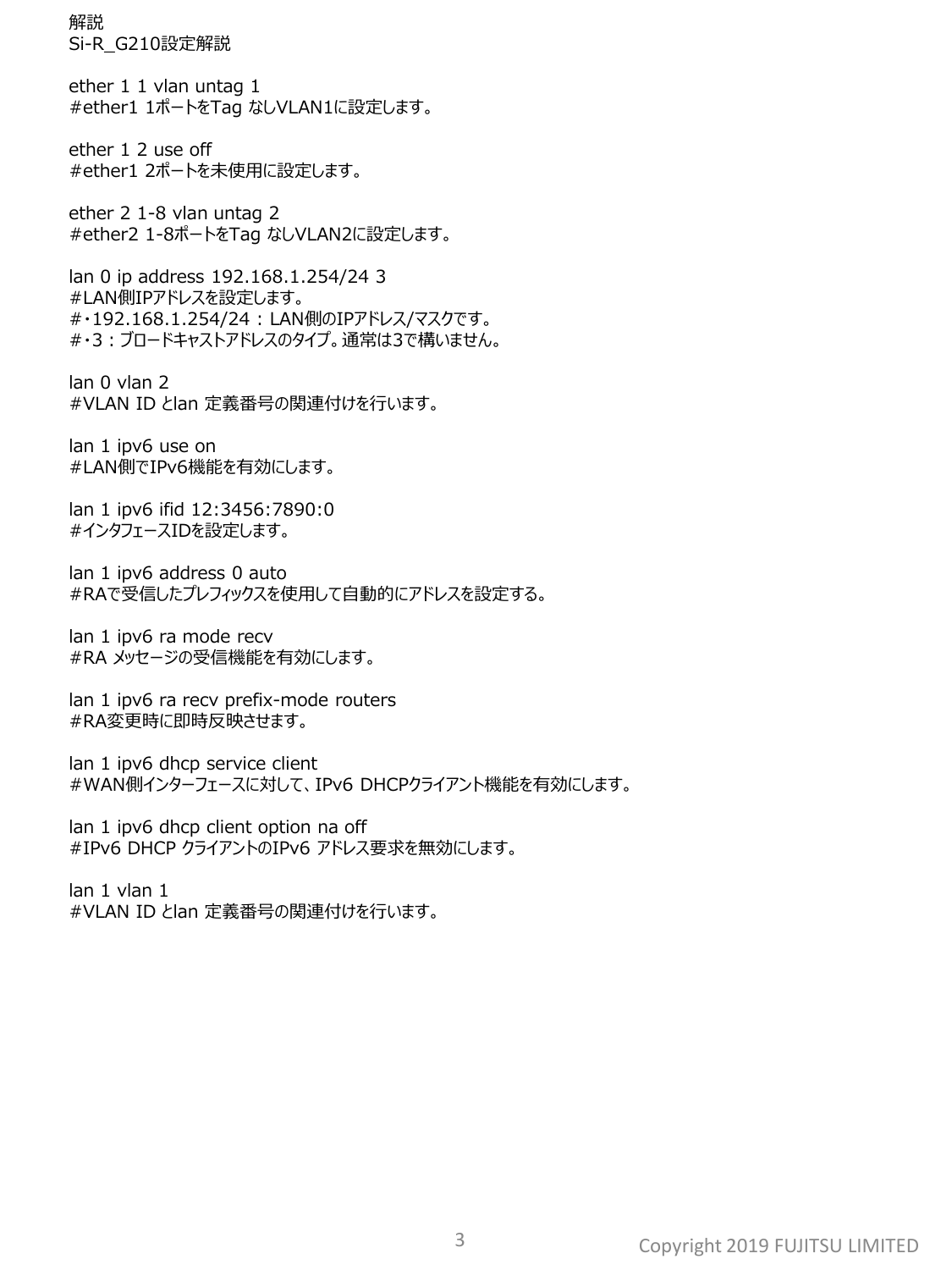解説

Si-R_G210設定解説

ether 1 1 vlan untag 1
#ether1 1ポートをTag なしVLAN1に設定します。

ether 1 2 use off
#ether1 2ポートを未使用に設定します。

ether 2 1-8 vlan untag 2
#ether2 1-8ポートをTag なしVLAN2に設定します。

lan 0 ip address 192.168.1.254/24 3
#LAN側IPアドレスを設定します。
#・192.168.1.254/24：LAN側のIPアドレス/マスクです。
#・3：ブロードキャストアドレスのタイプ。通常は3で構いません。

lan 0 vlan 2
#VLAN ID とlan 定義番号の関連付けを行います。

lan 1 ipv6 use on
#LAN側でIPv6機能を有効にします。

lan 1 ipv6 ifid 12:3456:7890:0
#インタフェースIDを設定します。

lan 1 ipv6 address 0 auto
#RAで受信したプレフィックスを使用して自動的にアドレスを設定する。

lan 1 ipv6 ra mode recv
#RA メッセージの受信機能を有効にします。

lan 1 ipv6 ra recv prefix-mode routers
#RA変更時に即時反映させます。

lan 1 ipv6 dhcp service client
#WAN側インターフェースに対して、IPv6 DHCPクライアント機能を有効にします。

lan 1 ipv6 dhcp client option na off
#IPv6 DHCP クライアントのIPv6 アドレス要求を無効にします。

lan 1 vlan 1
#VLAN ID とlan 定義番号の関連付けを行います。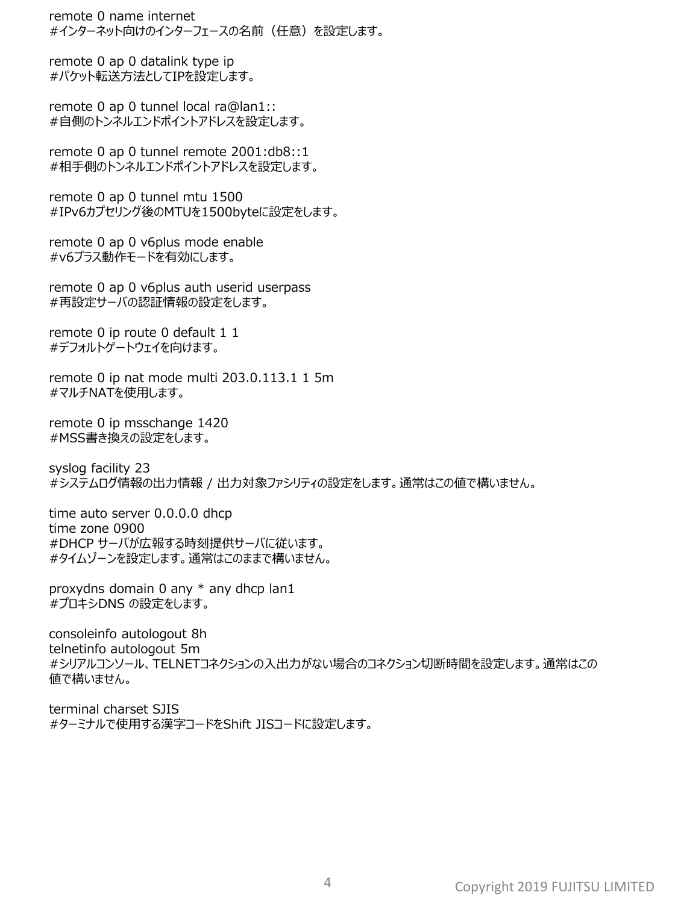remote 0 name internet
#インターネット向けのインターフェースの名前（任意）を設定します。

remote 0 ap 0 datalink type ip
#パケット転送方法としてIPを設定します。

remote 0 ap 0 tunnel local ra@lan1::
#自側のトンネルエンドポイントアドレスを設定します。

remote 0 ap 0 tunnel remote 2001:db8::1
#相手側のトンネルエンドポイントアドレスを設定します。

remote 0 ap 0 tunnel mtu 1500
#IPv6カプセリング後のMTUを1500byteに設定をします。

remote 0 ap 0 v6plus mode enable
#v6プラス動作モードを有効にします。

remote 0 ap 0 v6plus auth userid userpass
#再設定サーバの認証情報の設定をします。

remote 0 ip route 0 default 1 1
#デフォルトゲートウェイを向けます。

remote 0 ip nat mode multi 203.0.113.1 1 5m
#マルチNATを使用します。

remote 0 ip msschange 1420
#MSS書き換えの設定をします。

syslog facility 23
#システムログ情報の出力情報 / 出力対象ファシリティの設定をします。通常はこの値で構いません。

time auto server 0.0.0.0 dhcp
time zone 0900
#DHCP サーバが広報する時刻提供サーバに従います。
#タイムゾーンを設定します。通常はこのままで構いません。

proxydns domain 0 any * any dhcp lan1
#プロキシDNS の設定をします。

consoleinfo autologout 8h
telnetinfo autologout 5m
#シリアルコンソール、TELNETコネクションの入出力がない場合のコネクション切断時間を設定します。通常はこの値で構いません。

terminal charset SJIS
#ターミナルで使用する漢字コードをShift JISコードに設定します。